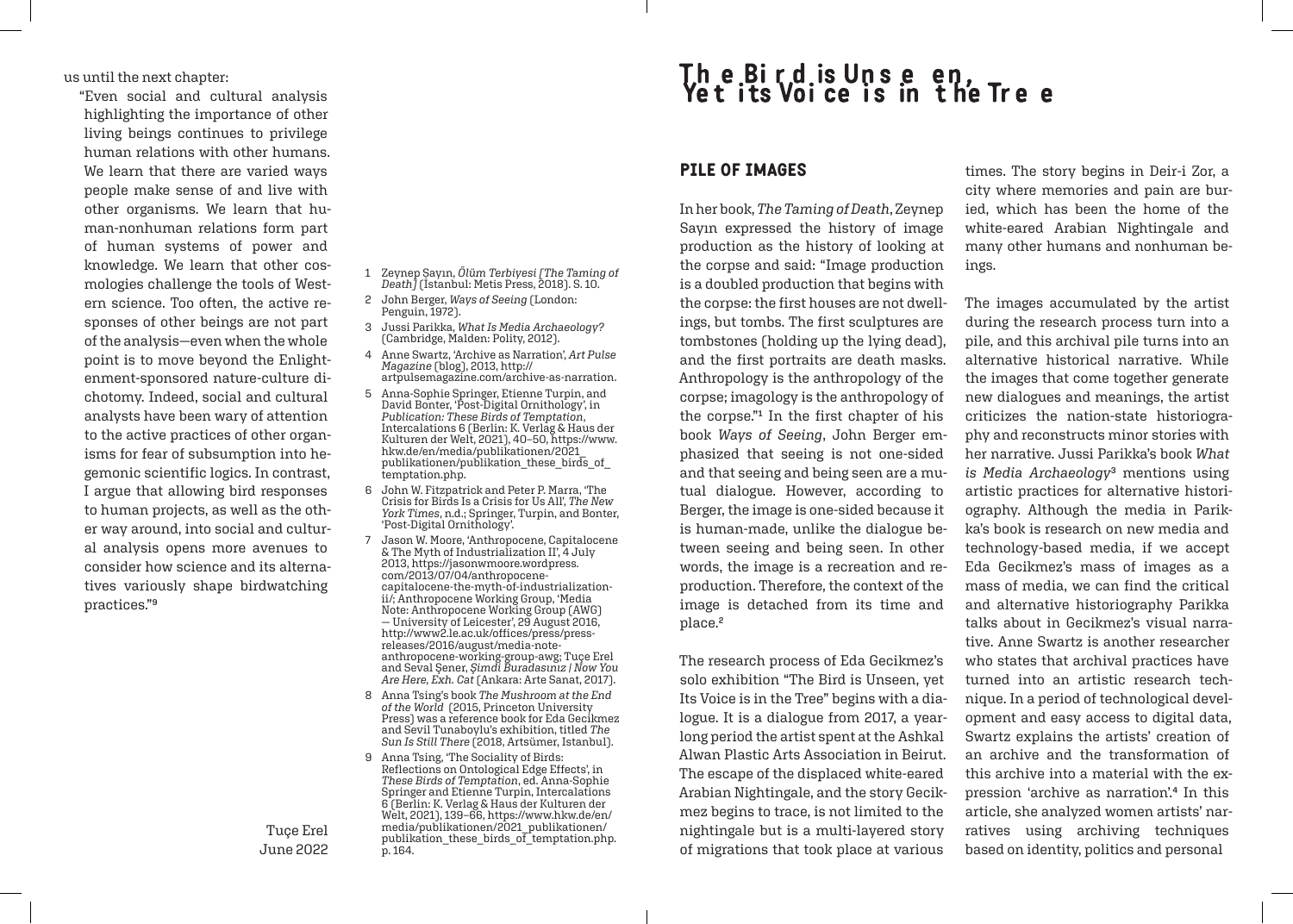us until the next chapter:

"Even social and cultural analysis highlighting the importance of other living beings continues to privilege human relations with other humans. We learn that there are varied ways people make sense of and live with other organisms. We learn that human-nonhuman relations form part of human systems of power and knowledge. We learn that other cosmologies challenge the tools of Western science. Too often, the active responses of other beings are not part of the analysis—even when the whole point is to move beyond the Enlightenment-sponsored nature-culture dichotomy. Indeed, social and cultural analysts have been wary of attention to the active practices of other organisms for fear of subsumption into hegemonic scientific logics. In contrast, I argue that allowing bird responses to human projects, as well as the other way around, into social and cultural analysis opens more avenues to consider how science and its alternatives variously shape birdwatching practices."[9]

Tuçe Erel
June 2022

1 Zeynep Sayın, *Ölüm Terbiyesi [The Taming of Death]* (İstanbul: Metis Press, 2018). S. 10.

2 John Berger, *Ways of Seeing* (London: Penguin, 1972).

3 Jussi Parikka, *What Is Media Archaeology?* (Cambridge, Malden: Polity, 2012).

4 Anne Swartz, 'Archive as Narration', *Art Pulse Magazine* (blog), 2013, http://artpulsemagazine.com/archive-as-narration.

5 Anna-Sophie Springer, Etienne Turpin, and David Bonter, 'Post-Digital Ornithology', in *Publication: These Birds of Temptation*, Intercalations 6 (Berlin: K. Verlag & Haus der Kulturen der Welt, 2021), 40–50, https://www.hkw.de/en/media/publikationen/2021_publikationen/publikation_these_birds_of_temptation.php.

6 John W. Fitzpatrick and Peter P. Marra, 'The Crisis for Birds Is a Crisis for Us All', *The New York Times*, n.d.; Springer, Turpin, and Bonter, 'Post-Digital Ornithology'.

7 Jason W. Moore, 'Anthropocene, Capitalocene & The Myth of Industrialization II', 4 July 2013, https://jasonwmoore.wordpress.com/2013/07/04/anthropocene-capitalocene-the-myth-of-industrialization-ii/; Anthropocene Working Group, 'Media Note: Anthropocene Working Group (AWG) — University of Leicester', 29 August 2016, http://www2.le.ac.uk/offices/press/press-releases/2016/august/media-note-anthropocene-working-group-awg; Tuçe Erel and Seval Şener, *Şimdi Buradasınız / Now You Are Here, Exh. Cat* (Ankara: Arte Sanat, 2017).

8 Anna Tsing's book *The Mushroom at the End of the World* (2015, Princeton University Press) was a reference book for Eda Gecikmez and Sevil Tunaboylu's exhibition, titled *The Sun Is Still There* (2018, Artsümer, Istanbul).

9 Anna Tsing, 'The Sociality of Birds: Reflections on Ontological Edge Effects', in *These Birds of Temptation*, ed. Anna-Sophie Springer and Etienne Turpin, Intercalations 6 (Berlin: K. Verlag & Haus der Kulturen der Welt, 2021), 139–66, https://www.hkw.de/en/media/publikationen/2021_publikationen/publikation_these_birds_of_temptation.php. p. 164.

# The Bird is Unseen, Yet its Voice is in the Tree

## PILE OF IMAGES

In her book, *The Taming of Death*, Zeynep Sayın expressed the history of image production as the history of looking at the corpse and said: "Image production is a doubled production that begins with the corpse: the first houses are not dwellings, but tombs. The first sculptures are tombstones (holding up the lying dead), and the first portraits are death masks. Anthropology is the anthropology of the corpse; imagology is the anthropology of the corpse."[1] In the first chapter of his book *Ways of Seeing*, John Berger emphasized that seeing is not one-sided and that seeing and being seen are a mutual dialogue. However, according to Berger, the image is one-sided because it is human-made, unlike the dialogue between seeing and being seen. In other words, the image is a recreation and reproduction. Therefore, the context of the image is detached from its time and place.[2]

The research process of Eda Gecikmez's solo exhibition "The Bird is Unseen, yet Its Voice is in the Tree" begins with a dialogue. It is a dialogue from 2017, a yearlong period the artist spent at the Ashkal Alwan Plastic Arts Association in Beirut. The escape of the displaced white-eared Arabian Nightingale, and the story Gecikmez begins to trace, is not limited to the nightingale but is a multi-layered story of migrations that took place at various times. The story begins in Deir-i Zor, a city where memories and pain are buried, which has been the home of the white-eared Arabian Nightingale and many other humans and nonhuman beings.

The images accumulated by the artist during the research process turn into a pile, and this archival pile turns into an alternative historical narrative. While the images that come together generate new dialogues and meanings, the artist criticizes the nation-state historiography and reconstructs minor stories with her narrative. Jussi Parikka's book *What is Media Archaeology*[3] mentions using artistic practices for alternative historiography. Although the media in Parikka's book is research on new media and technology-based media, if we accept Eda Gecikmez's mass of images as a mass of media, we can find the critical and alternative historiography Parikka talks about in Gecikmez's visual narrative. Anne Swartz is another researcher who states that archival practices have turned into an artistic research technique. In a period of technological development and easy access to digital data, Swartz explains the artists' creation of an archive and the transformation of this archive into a material with the expression 'archive as narration'.[4] In this article, she analyzed women artists' narratives using archiving techniques based on identity, politics and personal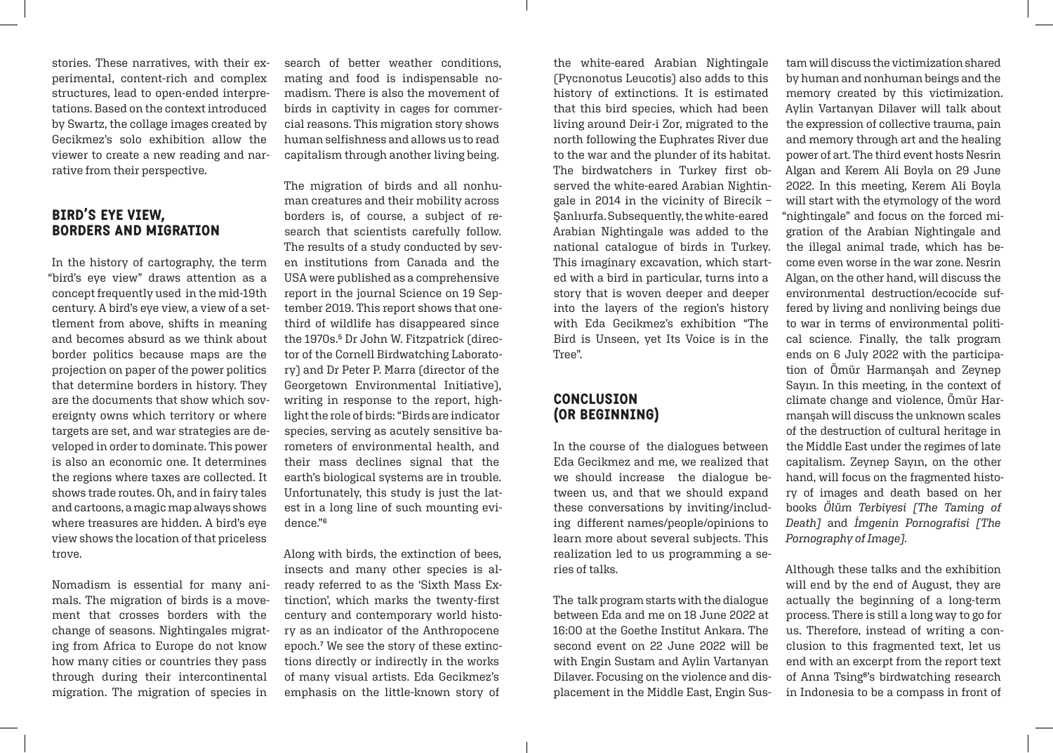stories. These narratives, with their experimental, content-rich and complex structures, lead to open-ended interpretations. Based on the context introduced by Swartz, the collage images created by Gecikmez's solo exhibition allow the viewer to create a new reading and narrative from their perspective.

## BIRD'S EYE VIEW, BORDERS AND MIGRATION

In the history of cartography, the term "bird's eye view" draws attention as a concept frequently used in the mid-19th century. A bird's eye view, a view of a settlement from above, shifts in meaning and becomes absurd as we think about border politics because maps are the projection on paper of the power politics that determine borders in history. They are the documents that show which sovereignty owns which territory or where targets are set, and war strategies are developed in order to dominate. This power is also an economic one. It determines the regions where taxes are collected. It shows trade routes. Oh, and in fairy tales and cartoons, a magic map always shows where treasures are hidden. A bird's eye view shows the location of that priceless trove.

Nomadism is essential for many animals. The migration of birds is a movement that crosses borders with the change of seasons. Nightingales migrating from Africa to Europe do not know how many cities or countries they pass through during their intercontinental migration. The migration of species in search of better weather conditions, mating and food is indispensable nomadism. There is also the movement of birds in captivity in cages for commercial reasons. This migration story shows human selfishness and allows us to read capitalism through another living being.

The migration of birds and all nonhuman creatures and their mobility across borders is, of course, a subject of research that scientists carefully follow. The results of a study conducted by seven institutions from Canada and the USA were published as a comprehensive report in the journal Science on 19 September 2019. This report shows that one-third of wildlife has disappeared since the 1970s.[5] Dr John W. Fitzpatrick (director of the Cornell Birdwatching Laboratory) and Dr Peter P. Marra (director of the Georgetown Environmental Initiative), writing in response to the report, highlight the role of birds: "Birds are indicator species, serving as acutely sensitive barometers of environmental health, and their mass declines signal that the earth's biological systems are in trouble. Unfortunately, this study is just the latest in a long line of such mounting evidence."[6]

Along with birds, the extinction of bees, insects and many other species is already referred to as the 'Sixth Mass Extinction', which marks the twenty-first century and contemporary world history as an indicator of the Anthropocene epoch.[7] We see the story of these extinctions directly or indirectly in the works of many visual artists. Eda Gecikmez's emphasis on the little-known story of the white-eared Arabian Nightingale (Pycnonotus Leucotis) also adds to this history of extinctions. It is estimated that this bird species, which had been living around Deir-i Zor, migrated to the north following the Euphrates River due to the war and the plunder of its habitat. The birdwatchers in Turkey first observed the white-eared Arabian Nightingale in 2014 in the vicinity of Birecik – Şanlıurfa. Subsequently, the white-eared Arabian Nightingale was added to the national catalogue of birds in Turkey. This imaginary excavation, which started with a bird in particular, turns into a story that is woven deeper and deeper into the layers of the region's history with Eda Gecikmez's exhibition "The Bird is Unseen, yet Its Voice is in the Tree".

## CONCLUSION (OR BEGINNING)

In the course of the dialogues between Eda Gecikmez and me, we realized that we should increase the dialogue between us, and that we should expand these conversations by inviting/including different names/people/opinions to learn more about several subjects. This realization led to us programming a series of talks.

The talk program starts with the dialogue between Eda and me on 18 June 2022 at 16:00 at the Goethe Institut Ankara. The second event on 22 June 2022 will be with Engin Sustam and Aylin Vartanyan Dilaver. Focusing on the violence and displacement in the Middle East, Engin Sustam will discuss the victimization shared by human and nonhuman beings and the memory created by this victimization. Aylin Vartanyan Dilaver will talk about the expression of collective trauma, pain and memory through art and the healing power of art. The third event hosts Nesrin Algan and Kerem Ali Boyla on 29 June 2022. In this meeting, Kerem Ali Boyla will start with the etymology of the word "nightingale" and focus on the forced migration of the Arabian Nightingale and the illegal animal trade, which has become even worse in the war zone. Nesrin Algan, on the other hand, will discuss the environmental destruction/ecocide suffered by living and nonliving beings due to war in terms of environmental political science. Finally, the talk program ends on 6 July 2022 with the participation of Ömür Harmanşah and Zeynep Sayın. In this meeting, in the context of climate change and violence, Ömür Harmanşah will discuss the unknown scales of the destruction of cultural heritage in the Middle East under the regimes of late capitalism. Zeynep Sayın, on the other hand, will focus on the fragmented history of images and death based on her books *Ölüm Terbiyesi [The Taming of Death]* and *İmgenin Pornografisi [The Pornography of Image].*

Although these talks and the exhibition will end by the end of August, they are actually the beginning of a long-term process. There is still a long way to go for us. Therefore, instead of writing a conclusion to this fragmented text, let us end with an excerpt from the report text of Anna Tsing[8]'s birdwatching research in Indonesia to be a compass in front of